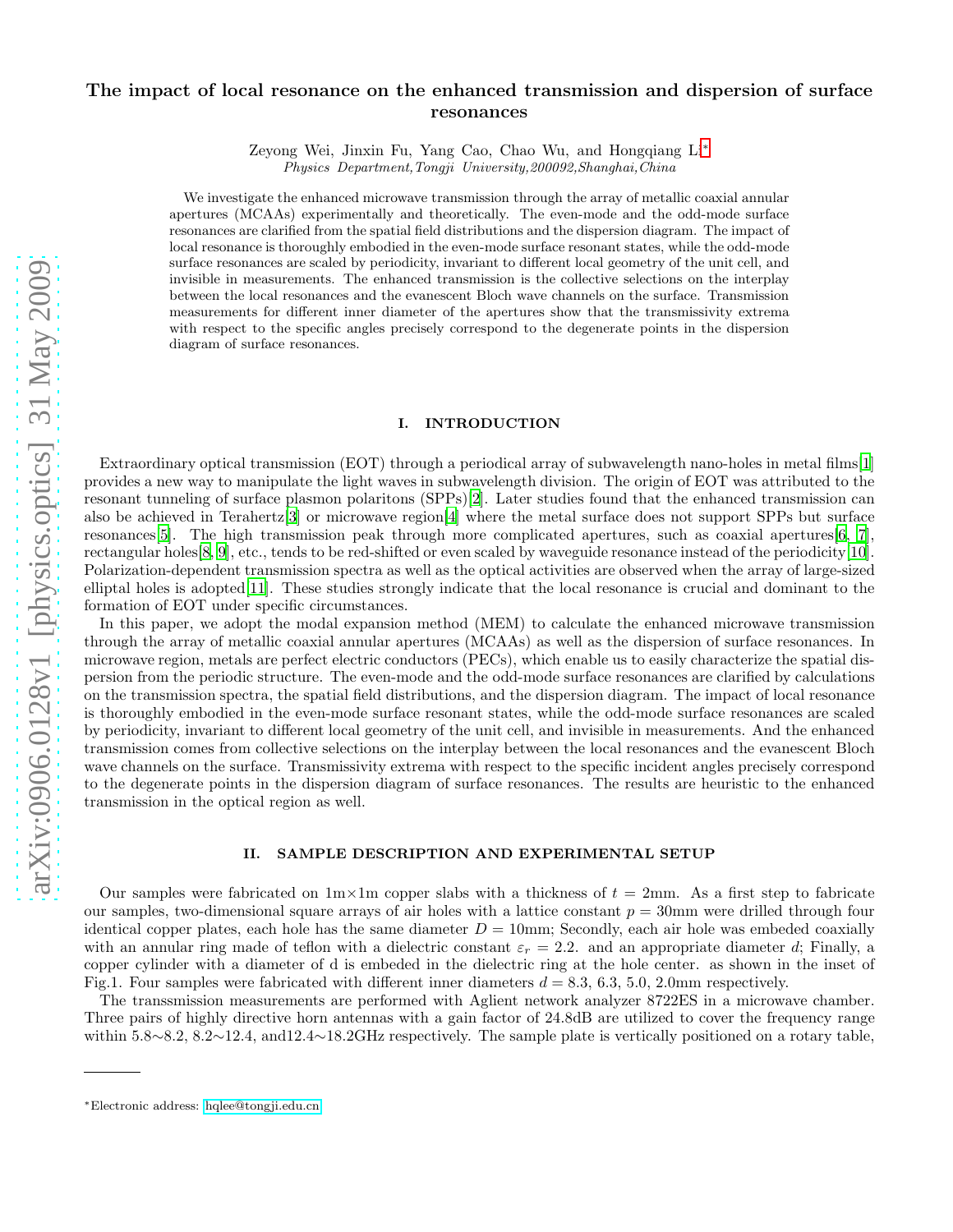# The impact of local resonance on the enhanced transmission and dispersion of surface resonances

Zeyong Wei, Jinxin Fu, Yang Cao, Chao Wu, and Hongqiang Li[*]

*Physics Department,Tongji University,200092,Shanghai,China*

We investigate the enhanced microwave transmission through the array of metallic coaxial annular apertures (MCAAs) experimentally and theoretically. The even-mode and the odd-mode surface resonances are clarified from the spatial field distributions and the dispersion diagram. The impact of local resonance is thoroughly embodied in the even-mode surface resonant states, while the odd-mode surface resonances are scaled by periodicity, invariant to different local geometry of the unit cell, and invisible in measurements. The enhanced transmission is the collective selections on the interplay between the local resonances and the evanescent Bloch wave channels on the surface. Transmission measurements for different inner diameter of the apertures show that the transmissivity extrema with respect to the specific angles precisely correspond to the degenerate points in the dispersion diagram of surface resonances.

## I. INTRODUCTION

Extraordinary optical transmission (EOT) through a periodical array of subwavelength nano-holes in metal films[1] provides a new way to manipulate the light waves in subwavelength division. The origin of EOT was attributed to the resonant tunneling of surface plasmon polaritons (SPPs)[2]. Later studies found that the enhanced transmission can also be achieved in Terahertz[3] or microwave region[4] where the metal surface does not support SPPs but surface resonances[5]. The high transmission peak through more complicated apertures, such as coaxial apertures[6, 7], rectangular holes[8, 9], etc., tends to be red-shifted or even scaled by waveguide resonance instead of the periodicity[10]. Polarization-dependent transmission spectra as well as the optical activities are observed when the array of large-sized elliptal holes is adopted[11]. These studies strongly indicate that the local resonance is crucial and dominant to the formation of EOT under specific circumstances.

In this paper, we adopt the modal expansion method (MEM) to calculate the enhanced microwave transmission through the array of metallic coaxial annular apertures (MCAAs) as well as the dispersion of surface resonances. In microwave region, metals are perfect electric conductors (PECs), which enable us to easily characterize the spatial dispersion from the periodic structure. The even-mode and the odd-mode surface resonances are clarified by calculations on the transmission spectra, the spatial field distributions, and the dispersion diagram. The impact of local resonance is thoroughly embodied in the even-mode surface resonant states, while the odd-mode surface resonances are scaled by periodicity, invariant to different local geometry of the unit cell, and invisible in measurements. And the enhanced transmission comes from collective selections on the interplay between the local resonances and the evanescent Bloch wave channels on the surface. Transmissivity extrema with respect to the specific incident angles precisely correspond to the degenerate points in the dispersion diagram of surface resonances. The results are heuristic to the enhanced transmission in the optical region as well.

## II. SAMPLE DESCRIPTION AND EXPERIMENTAL SETUP

Our samples were fabricated on 1m×1m copper slabs with a thickness of $t = 2$mm. As a first step to fabricate our samples, two-dimensional square arrays of air holes with a lattice constant $p = 30$mm were drilled through four identical copper plates, each hole has the same diameter $D = 10$mm; Secondly, each air hole was embeded coaxially with an annular ring made of teflon with a dielectric constant $\varepsilon_r = 2.2$. and an appropriate diameter $d$; Finally, a copper cylinder with a diameter of d is embeded in the dielectric ring at the hole center. as shown in the inset of Fig.1. Four samples were fabricated with different inner diameters $d = 8.3$, 6.3, 5.0, 2.0mm respectively.

The transsmission measurements are performed with Aglient network analyzer 8722ES in a microwave chamber. Three pairs of highly directive horn antennas with a gain factor of 24.8dB are utilized to cover the frequency range within 5.8∼8.2, 8.2∼12.4, and12.4∼18.2GHz respectively. The sample plate is vertically positioned on a rotary table,

[*]Electronic address: hqlee@tongji.edu.cn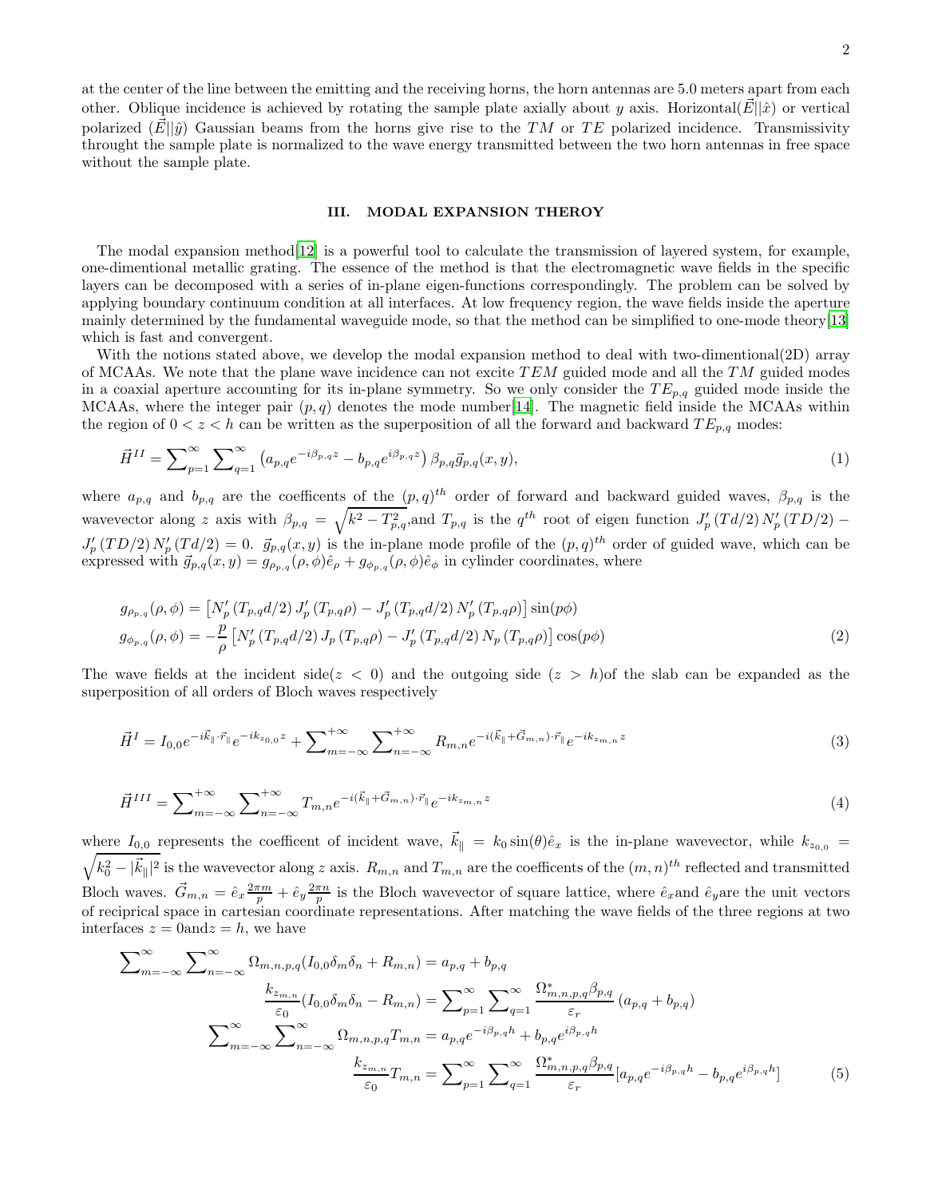at the center of the line between the emitting and the receiving horns, the horn antennas are 5.0 meters apart from each other. Oblique incidence is achieved by rotating the sample plate axially about y axis. Horizontal($\vec{E}||\hat{x}$) or vertical polarized ($\vec{E}||\hat{y}$) Gaussian beams from the horns give rise to the $TM$ or $TE$ polarized incidence. Transmissivity throught the sample plate is normalized to the wave energy transmitted between the two horn antennas in free space without the sample plate.

## III. MODAL EXPANSION THEROY

The modal expansion method[12] is a powerful tool to calculate the transmission of layered system, for example, one-dimentional metallic grating. The essence of the method is that the electromagnetic wave fields in the specific layers can be decomposed with a series of in-plane eigen-functions correspondingly. The problem can be solved by applying boundary continuum condition at all interfaces. At low frequency region, the wave fields inside the aperture mainly determined by the fundamental waveguide mode, so that the method can be simplified to one-mode theory[13] which is fast and convergent.

With the notions stated above, we develop the modal expansion method to deal with two-dimentional(2D) array of MCAAs. We note that the plane wave incidence can not excite $TEM$ guided mode and all the $TM$ guided modes in a coaxial aperture accounting for its in-plane symmetry. So we only consider the $TE_{p,q}$ guided mode inside the MCAAs, where the integer pair $(p,q)$ denotes the mode number[14]. The magnetic field inside the MCAAs within the region of $0<z<h$ can be written as the superposition of all the forward and backward $TE_{p,q}$ modes:

$$\vec{H}^{II} = \sum_{p=1}^{\infty}\sum_{q=1}^{\infty}\left(a_{p,q}e^{-i\beta_{p,q}z} - b_{p,q}e^{i\beta_{p,q}z}\right)\beta_{p,q}\vec{g}_{p,q}(x,y), \tag{1}$$

where $a_{p,q}$ and $b_{p,q}$ are the coefficents of the $(p,q)^{th}$ order of forward and backward guided waves, $\beta_{p,q}$ is the wavevector along $z$ axis with $\beta_{p,q} = \sqrt{k^2 - T_{p,q}^2}$,and $T_{p,q}$ is the $q^{th}$ root of eigen function $J_p'(Td/2)N_p'(TD/2) - J_p'(TD/2)N_p'(Td/2) = 0$. $\vec{g}_{p,q}(x,y)$ is the in-plane mode profile of the $(p,q)^{th}$ order of guided wave, which can be expressed with $\vec{g}_{p,q}(x,y) = g_{\rho_{p,q}}(\rho,\phi)\hat{e}_\rho + g_{\phi_{p,q}}(\rho,\phi)\hat{e}_\phi$ in cylinder coordinates, where

$$\begin{aligned}
g_{\rho_{p,q}}(\rho,\phi) &= \left[N_p'(T_{p,q}d/2)\,J_p'(T_{p,q}\rho) - J_p'(T_{p,q}d/2)\,N_p'(T_{p,q}\rho)\right]\sin(p\phi)\\
g_{\phi_{p,q}}(\rho,\phi) &= -\frac{p}{\rho}\left[N_p'(T_{p,q}d/2)\,J_p(T_{p,q}\rho) - J_p'(T_{p,q}d/2)\,N_p(T_{p,q}\rho)\right]\cos(p\phi)
\end{aligned} \tag{2}$$

The wave fields at the incident side($z<0$) and the outgoing side ($z>h$)of the slab can be expanded as the superposition of all orders of Bloch waves respectively

$$\vec{H}^{I} = I_{0,0}e^{-i\vec{k}_\parallel\cdot\vec{r}_\parallel}e^{-ik_{z_{0,0}}z} + \sum_{m=-\infty}^{+\infty}\sum_{n=-\infty}^{+\infty}R_{m,n}e^{-i(\vec{k}_\parallel+\vec{G}_{m,n})\cdot\vec{r}_\parallel}e^{-ik_{z_{m,n}}z} \tag{3}$$

$$\vec{H}^{III} = \sum_{m=-\infty}^{+\infty}\sum_{n=-\infty}^{+\infty}T_{m,n}e^{-i(\vec{k}_\parallel+\vec{G}_{m,n})\cdot\vec{r}_\parallel}e^{-ik_{z_{m,n}}z} \tag{4}$$

where $I_{0,0}$ represents the coefficent of incident wave, $\vec{k}_\parallel = k_0\sin(\theta)\hat{e}_x$ is the in-plane wavevector, while $k_{z_{0,0}} = \sqrt{k_0^2 - |\vec{k}_\parallel|^2}$ is the wavevector along $z$ axis. $R_{m,n}$ and $T_{m,n}$ are the coefficents of the $(m,n)^{th}$ reflected and transmitted Bloch waves. $\vec{G}_{m,n} = \hat{e}_x\frac{2\pi m}{p} + \hat{e}_y\frac{2\pi n}{p}$ is the Bloch wavevector of square lattice, where $\hat{e}_x$and $\hat{e}_y$are the unit vectors of reciprical space in cartesian coordinate representations. After matching the wave fields of the three regions at two interfaces $z=0$and$z=h$, we have

$$\begin{aligned}
\sum_{m=-\infty}^{\infty}\sum_{n=-\infty}^{\infty}\Omega_{m,n,p,q}(I_{0,0}\delta_m\delta_n + R_{m,n}) &= a_{p,q} + b_{p,q}\\
\frac{k_{z_{m,n}}}{\varepsilon_0}(I_{0,0}\delta_m\delta_n - R_{m,n}) &= \sum_{p=1}^{\infty}\sum_{q=1}^{\infty}\frac{\Omega^*_{m,n,p,q}\beta_{p,q}}{\varepsilon_r}\left(a_{p,q}+b_{p,q}\right)\\
\sum_{m=-\infty}^{\infty}\sum_{n=-\infty}^{\infty}\Omega_{m,n,p,q}T_{m,n} &= a_{p,q}e^{-i\beta_{p,q}h} + b_{p,q}e^{i\beta_{p,q}h}\\
\frac{k_{z_{m,n}}}{\varepsilon_0}T_{m,n} &= \sum_{p=1}^{\infty}\sum_{q=1}^{\infty}\frac{\Omega^*_{m,n,p,q}\beta_{p,q}}{\varepsilon_r}[a_{p,q}e^{-i\beta_{p,q}h} - b_{p,q}e^{i\beta_{p,q}h}]
\end{aligned} \tag{5}$$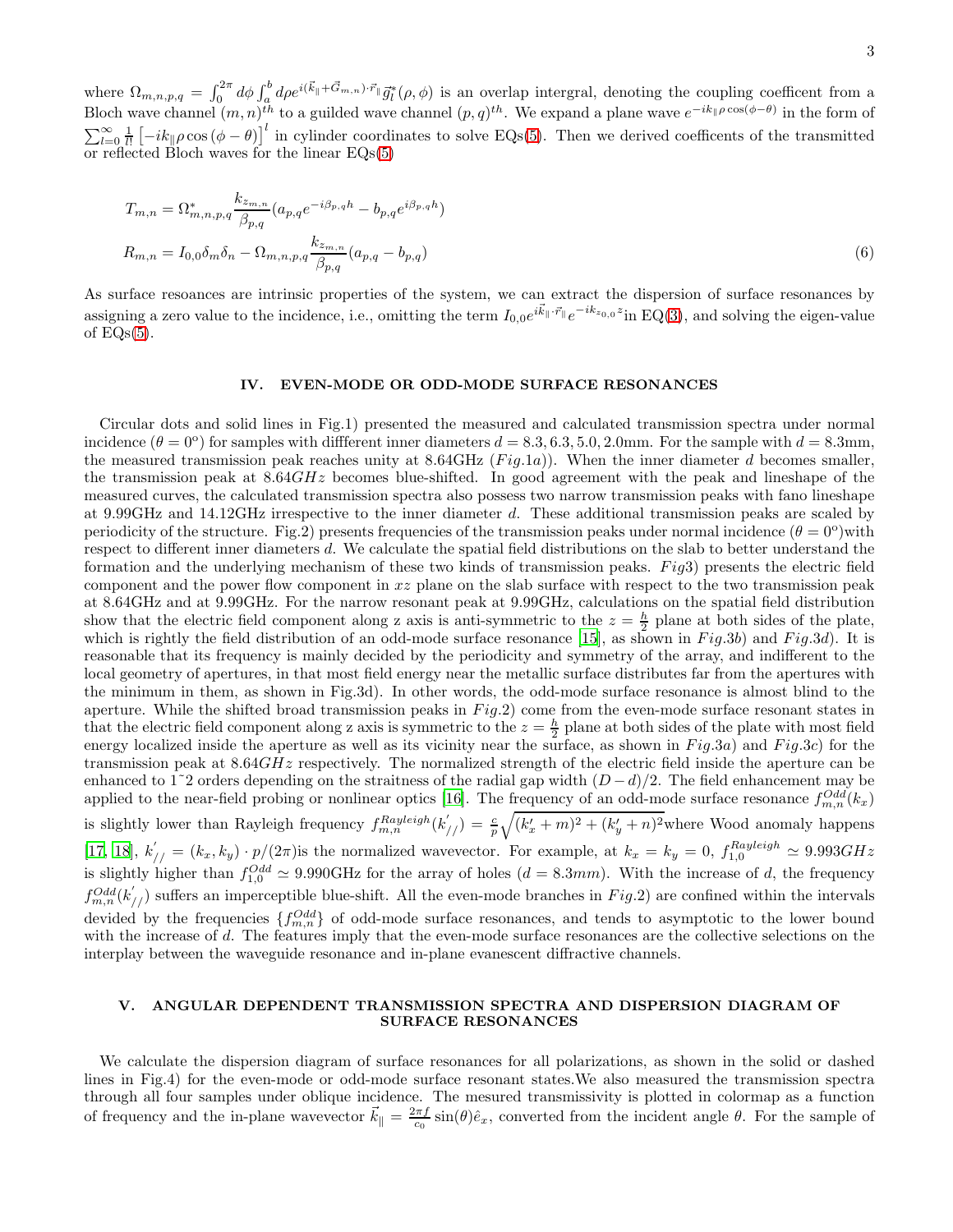where $\Omega_{m,n,p,q} = \int_0^{2\pi} d\phi \int_a^b d\rho e^{i(\vec{k}_\parallel + \vec{G}_{m,n})\cdot \vec{r}_\parallel} \vec{g}_l^*(\rho, \phi)$ is an overlap intergral, denoting the coupling coefficent from a Bloch wave channel $(m,n)^{th}$ to a guilded wave channel $(p,q)^{th}$. We expand a plane wave $e^{-ik_\parallel \rho \cos(\phi-\theta)}$ in the form of $\sum_{l=0}^{\infty} \frac{1}{l!}\left[-ik_\parallel \rho \cos(\phi - \theta)\right]^l$ in cylinder coordinates to solve EQs(5). Then we derived coefficents of the transmitted or reflected Bloch waves for the linear EQs(5)

$$
\begin{aligned}
T_{m,n} &= \Omega^*_{m,n,p,q} \frac{k_{z_{m,n}}}{\beta_{p,q}} (a_{p,q} e^{-i\beta_{p,q} h} - b_{p,q} e^{i\beta_{p,q} h}) \\
R_{m,n} &= I_{0,0}\delta_m \delta_n - \Omega_{m,n,p,q} \frac{k_{z_{m,n}}}{\beta_{p,q}} (a_{p,q} - b_{p,q})
\end{aligned}
\tag{6}
$$

As surface resoances are intrinsic properties of the system, we can extract the dispersion of surface resonances by assigning a zero value to the incidence, i.e., omitting the term $I_{0,0} e^{i\vec{k}_\parallel \cdot \vec{r}_\parallel} e^{-ik_{z_{0,0}} z}$ in EQ(3), and solving the eigen-value of EQs(5).

## IV. EVEN-MODE OR ODD-MODE SURFACE RESONANCES

Circular dots and solid lines in Fig.1) presented the measured and calculated transmission spectra under normal incidence ($\theta = 0^o$) for samples with diffferent inner diameters $d = 8.3, 6.3, 5.0, 2.0$mm. For the sample with $d = 8.3$mm, the measured transmission peak reaches unity at 8.64GHz ($Fig.1a$)). When the inner diameter $d$ becomes smaller, the transmission peak at $8.64GHz$ becomes blue-shifted. In good agreement with the peak and lineshape of the measured curves, the calculated transmission spectra also possess two narrow transmission peaks with fano lineshape at 9.99GHz and 14.12GHz irrespective to the inner diameter $d$. These additional transmission peaks are scaled by periodicity of the structure. Fig.2) presents frequencies of the transmission peaks under normal incidence ($\theta = 0^o$)with respect to different inner diameters $d$. We calculate the spatial field distributions on the slab to better understand the formation and the underlying mechanism of these two kinds of transmission peaks. $Fig3$) presents the electric field component and the power flow component in $xz$ plane on the slab surface with respect to the two transmission peak at 8.64GHz and at 9.99GHz. For the narrow resonant peak at 9.99GHz, calculations on the spatial field distribution show that the electric field component along z axis is anti-symmetric to the $z = \frac{h}{2}$ plane at both sides of the plate, which is rightly the field distribution of an odd-mode surface resonance [15], as shown in $Fig.3b$) and $Fig.3d$). It is reasonable that its frequency is mainly decided by the periodicity and symmetry of the array, and indifferent to the local geometry of apertures, in that most field energy near the metallic surface distributes far from the apertures with the minimum in them, as shown in Fig.3d). In other words, the odd-mode surface resonance is almost blind to the aperture. While the shifted broad transmission peaks in $Fig.2$) come from the even-mode surface resonant states in that the electric field component along z axis is symmetric to the $z = \frac{h}{2}$ plane at both sides of the plate with most field energy localized inside the aperture as well as its vicinity near the surface, as shown in $Fig.3a$) and $Fig.3c$) for the transmission peak at $8.64GHz$ respectively. The normalized strength of the electric field inside the aperture can be enhanced to 1~2 orders depending on the straitness of the radial gap width $(D-d)/2$. The field enhancement may be applied to the near-field probing or nonlinear optics [16]. The frequency of an odd-mode surface resonance $f^{Odd}_{m,n}(k_x)$ is slightly lower than Rayleigh frequency $f^{Rayleigh}_{m,n}(k'_{//}) = \frac{c}{p}\sqrt{(k'_x + m)^2 + (k'_y + n)^2}$where Wood anomaly happens [17, 18], $k'_{//} = (k_x, k_y) \cdot p/(2\pi)$is the normalized wavevector. For example, at $k_x = k_y = 0$, $f^{Rayleigh}_{1,0} \simeq 9.993GHz$ is slightly higher than $f^{Odd}_{1,0} \simeq 9.990$GHz for the array of holes ($d = 8.3mm$). With the increase of $d$, the frequency $f^{Odd}_{m,n}(k'_{//})$ suffers an imperceptible blue-shift. All the even-mode branches in $Fig.2$) are confined within the intervals devided by the frequencies $\{f^{Odd}_{m,n}\}$ of odd-mode surface resonances, and tends to asymptotic to the lower bound with the increase of $d$. The features imply that the even-mode surface resonances are the collective selections on the interplay between the waveguide resonance and in-plane evanescent diffractive channels.

## V. ANGULAR DEPENDENT TRANSMISSION SPECTRA AND DISPERSION DIAGRAM OF SURFACE RESONANCES

We calculate the dispersion diagram of surface resonances for all polarizations, as shown in the solid or dashed lines in Fig.4) for the even-mode or odd-mode surface resonant states.We also measured the transmission spectra through all four samples under oblique incidence. The mesured transmissivity is plotted in colormap as a function of frequency and the in-plane wavevector $\vec{k}_\parallel = \frac{2\pi f}{c_0}\sin(\theta)\hat{e}_x$, converted from the incident angle $\theta$. For the sample of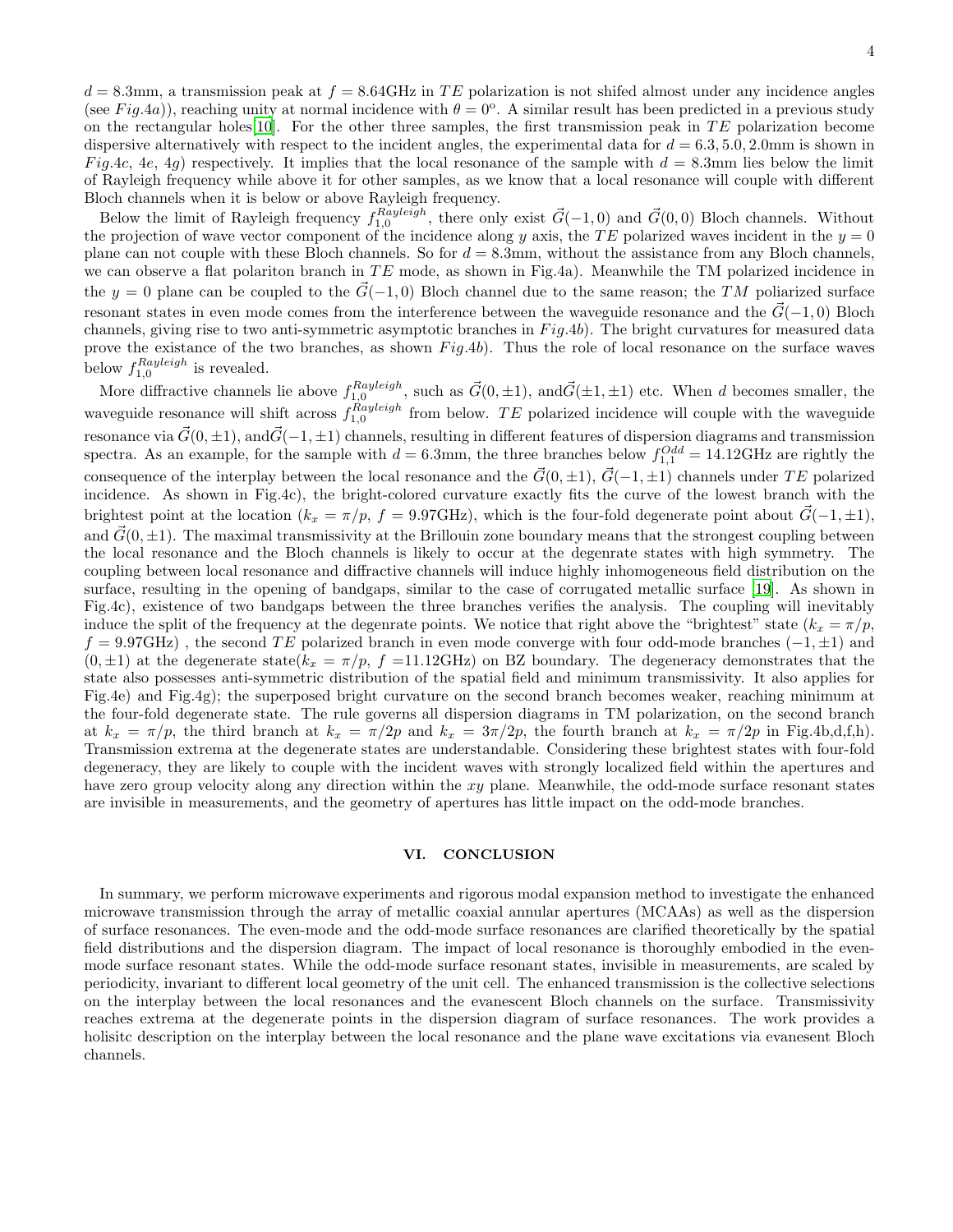$d = 8.3$mm, a transmission peak at $f = 8.64$GHz in $TE$ polarization is not shifed almost under any incidence angles (see $Fig.4a$)), reaching unity at normal incidence with $\theta = 0^{o}$. A similar result has been predicted in a previous study on the rectangular holes[10]. For the other three samples, the first transmission peak in $TE$ polarization become dispersive alternatively with respect to the incident angles, the experimental data for $d = 6.3, 5.0, 2.0$mm is shown in $Fig.4c$, $4e$, $4g$) respectively. It implies that the local resonance of the sample with $d = 8.3$mm lies below the limit of Rayleigh frequency while above it for other samples, as we know that a local resonance will couple with different Bloch channels when it is below or above Rayleigh frequency.

Below the limit of Rayleigh frequency $f_{1,0}^{Rayleigh}$, there only exist $\vec{G}(-1,0)$ and $\vec{G}(0,0)$ Bloch channels. Without the projection of wave vector component of the incidence along $y$ axis, the $TE$ polarized waves incident in the $y = 0$ plane can not couple with these Bloch channels. So for $d = 8.3$mm, without the assistance from any Bloch channels, we can observe a flat polariton branch in $TE$ mode, as shown in Fig.4a). Meanwhile the TM polarized incidence in the $y = 0$ plane can be coupled to the $\vec{G}(-1,0)$ Bloch channel due to the same reason; the $TM$ poliarized surface resonant states in even mode comes from the interference between the waveguide resonance and the $\vec{G}(-1,0)$ Bloch channels, giving rise to two anti-symmetric asymptotic branches in $Fig.4b$). The bright curvatures for measured data prove the existance of the two branches, as shown $Fig.4b$). Thus the role of local resonance on the surface waves below $f_{1,0}^{Rayleigh}$ is revealed.

More diffractive channels lie above $f_{1,0}^{Rayleigh}$, such as $\vec{G}(0,\pm1)$, and$\vec{G}(\pm1,\pm1)$ etc. When $d$ becomes smaller, the waveguide resonance will shift across $f_{1,0}^{Rayleigh}$ from below. $TE$ polarized incidence will couple with the waveguide resonance via $\vec{G}(0,\pm1)$, and$\vec{G}(-1,\pm1)$ channels, resulting in different features of dispersion diagrams and transmission spectra. As an example, for the sample with $d = 6.3$mm, the three branches below $f_{1,1}^{Odd} = 14.12$GHz are rightly the consequence of the interplay between the local resonance and the $\vec{G}(0,\pm1)$, $\vec{G}(-1,\pm1)$ channels under $TE$ polarized incidence. As shown in Fig.4c), the bright-colored curvature exactly fits the curve of the lowest branch with the brightest point at the location ($k_x = \pi/p$, $f = 9.97$GHz), which is the four-fold degenerate point about $\vec{G}(-1,\pm1)$, and $\vec{G}(0,\pm1)$. The maximal transmissivity at the Brillouin zone boundary means that the strongest coupling between the local resonance and the Bloch channels is likely to occur at the degenrate states with high symmetry. The coupling between local resonance and diffractive channels will induce highly inhomogeneous field distribution on the surface, resulting in the opening of bandgaps, similar to the case of corrugated metallic surface [19]. As shown in Fig.4c), existence of two bandgaps between the three branches verifies the analysis. The coupling will inevitably induce the split of the frequency at the degenrate points. We notice that right above the "brightest" state ($k_x = \pi/p$, $f = 9.97$GHz) , the second $TE$ polarized branch in even mode converge with four odd-mode branches $(-1,\pm1)$ and $(0,\pm1)$ at the degenerate state($k_x = \pi/p$, $f = 11.12$GHz) on BZ boundary. The degeneracy demonstrates that the state also possesses anti-symmetric distribution of the spatial field and minimum transmissivity. It also applies for Fig.4e) and Fig.4g); the superposed bright curvature on the second branch becomes weaker, reaching minimum at the four-fold degenerate state. The rule governs all dispersion diagrams in TM polarization, on the second branch at $k_x = \pi/p$, the third branch at $k_x = \pi/2p$ and $k_x = 3\pi/2p$, the fourth branch at $k_x = \pi/2p$ in Fig.4b,d,f,h). Transmission extrema at the degenerate states are understandable. Considering these brightest states with four-fold degeneracy, they are likely to couple with the incident waves with strongly localized field within the apertures and have zero group velocity along any direction within the $xy$ plane. Meanwhile, the odd-mode surface resonant states are invisible in measurements, and the geometry of apertures has little impact on the odd-mode branches.

## VI. CONCLUSION

In summary, we perform microwave experiments and rigorous modal expansion method to investigate the enhanced microwave transmission through the array of metallic coaxial annular apertures (MCAAs) as well as the dispersion of surface resonances. The even-mode and the odd-mode surface resonances are clarified theoretically by the spatial field distributions and the dispersion diagram. The impact of local resonance is thoroughly embodied in the even-mode surface resonant states. While the odd-mode surface resonant states, invisible in measurements, are scaled by periodicity, invariant to different local geometry of the unit cell. The enhanced transmission is the collective selections on the interplay between the local resonances and the evanescent Bloch channels on the surface. Transmissivity reaches extrema at the degenerate points in the dispersion diagram of surface resonances. The work provides a holisitc description on the interplay between the local resonance and the plane wave excitations via evanesent Bloch channels.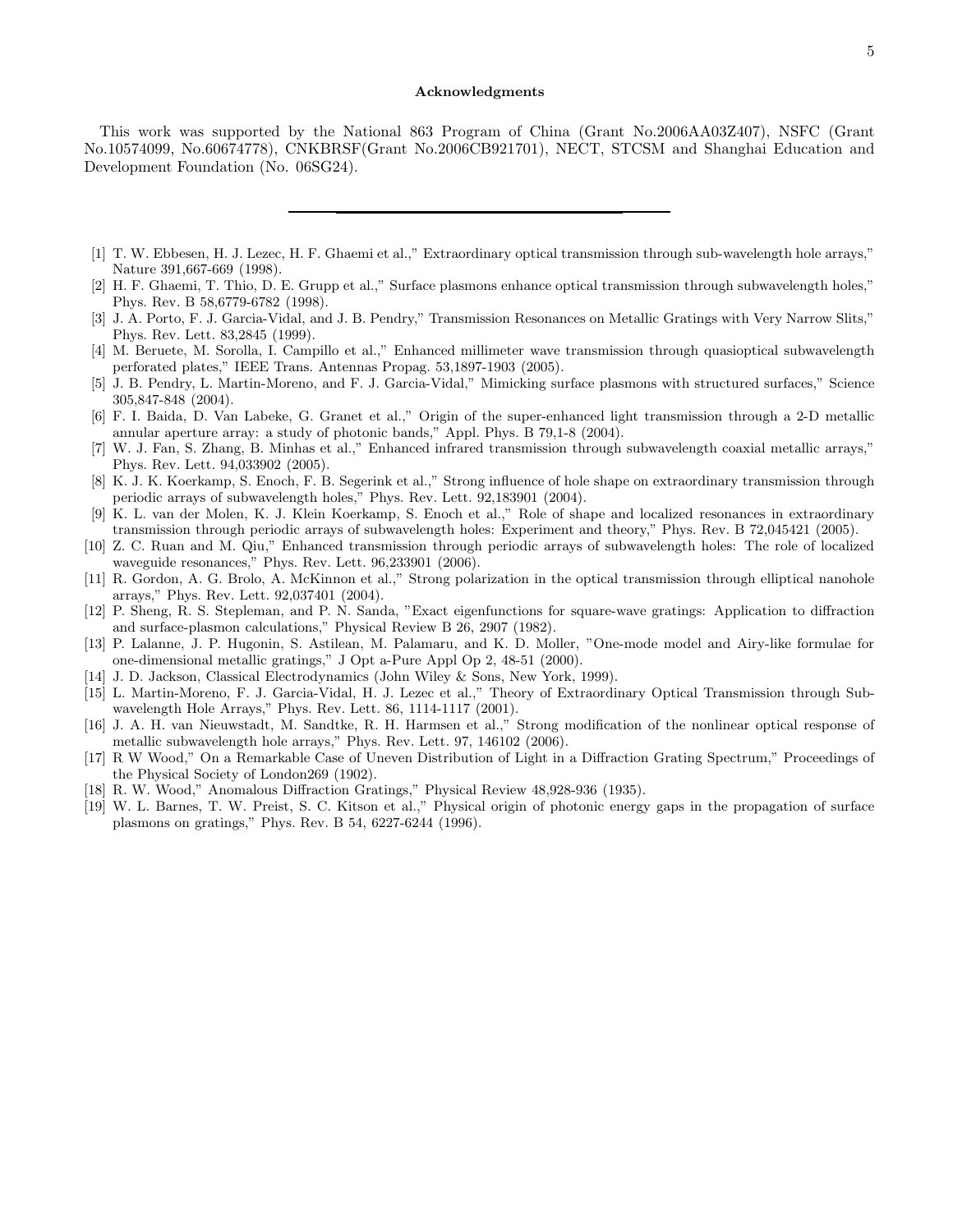## Acknowledgments

This work was supported by the National 863 Program of China (Grant No.2006AA03Z407), NSFC (Grant No.10574099, No.60674778), CNKBRSF(Grant No.2006CB921701), NECT, STCSM and Shanghai Education and Development Foundation (No. 06SG24).

---

[1] T. W. Ebbesen, H. J. Lezec, H. F. Ghaemi et al.," Extraordinary optical transmission through sub-wavelength hole arrays," Nature 391,667-669 (1998).

[2] H. F. Ghaemi, T. Thio, D. E. Grupp et al.," Surface plasmons enhance optical transmission through subwavelength holes," Phys. Rev. B 58,6779-6782 (1998).

[3] J. A. Porto, F. J. Garcia-Vidal, and J. B. Pendry," Transmission Resonances on Metallic Gratings with Very Narrow Slits," Phys. Rev. Lett. 83,2845 (1999).

[4] M. Beruete, M. Sorolla, I. Campillo et al.," Enhanced millimeter wave transmission through quasioptical subwavelength perforated plates," IEEE Trans. Antennas Propag. 53,1897-1903 (2005).

[5] J. B. Pendry, L. Martin-Moreno, and F. J. Garcia-Vidal," Mimicking surface plasmons with structured surfaces," Science 305,847-848 (2004).

[6] F. I. Baida, D. Van Labeke, G. Granet et al.," Origin of the super-enhanced light transmission through a 2-D metallic annular aperture array: a study of photonic bands," Appl. Phys. B 79,1-8 (2004).

[7] W. J. Fan, S. Zhang, B. Minhas et al.," Enhanced infrared transmission through subwavelength coaxial metallic arrays," Phys. Rev. Lett. 94,033902 (2005).

[8] K. J. K. Koerkamp, S. Enoch, F. B. Segerink et al.," Strong influence of hole shape on extraordinary transmission through periodic arrays of subwavelength holes," Phys. Rev. Lett. 92,183901 (2004).

[9] K. L. van der Molen, K. J. Klein Koerkamp, S. Enoch et al.," Role of shape and localized resonances in extraordinary transmission through periodic arrays of subwavelength holes: Experiment and theory," Phys. Rev. B 72,045421 (2005).

[10] Z. C. Ruan and M. Qiu," Enhanced transmission through periodic arrays of subwavelength holes: The role of localized waveguide resonances," Phys. Rev. Lett. 96,233901 (2006).

[11] R. Gordon, A. G. Brolo, A. McKinnon et al.," Strong polarization in the optical transmission through elliptical nanohole arrays," Phys. Rev. Lett. 92,037401 (2004).

[12] P. Sheng, R. S. Stepleman, and P. N. Sanda, "Exact eigenfunctions for square-wave gratings: Application to diffraction and surface-plasmon calculations," Physical Review B 26, 2907 (1982).

[13] P. Lalanne, J. P. Hugonin, S. Astilean, M. Palamaru, and K. D. Moller, "One-mode model and Airy-like formulae for one-dimensional metallic gratings," J Opt a-Pure Appl Op 2, 48-51 (2000).

[14] J. D. Jackson, Classical Electrodynamics (John Wiley & Sons, New York, 1999).

[15] L. Martin-Moreno, F. J. Garcia-Vidal, H. J. Lezec et al.," Theory of Extraordinary Optical Transmission through Subwavelength Hole Arrays," Phys. Rev. Lett. 86, 1114-1117 (2001).

[16] J. A. H. van Nieuwstadt, M. Sandtke, R. H. Harmsen et al.," Strong modification of the nonlinear optical response of metallic subwavelength hole arrays," Phys. Rev. Lett. 97, 146102 (2006).

[17] R W Wood," On a Remarkable Case of Uneven Distribution of Light in a Diffraction Grating Spectrum," Proceedings of the Physical Society of London269 (1902).

[18] R. W. Wood," Anomalous Diffraction Gratings," Physical Review 48,928-936 (1935).

[19] W. L. Barnes, T. W. Preist, S. C. Kitson et al.," Physical origin of photonic energy gaps in the propagation of surface plasmons on gratings," Phys. Rev. B 54, 6227-6244 (1996).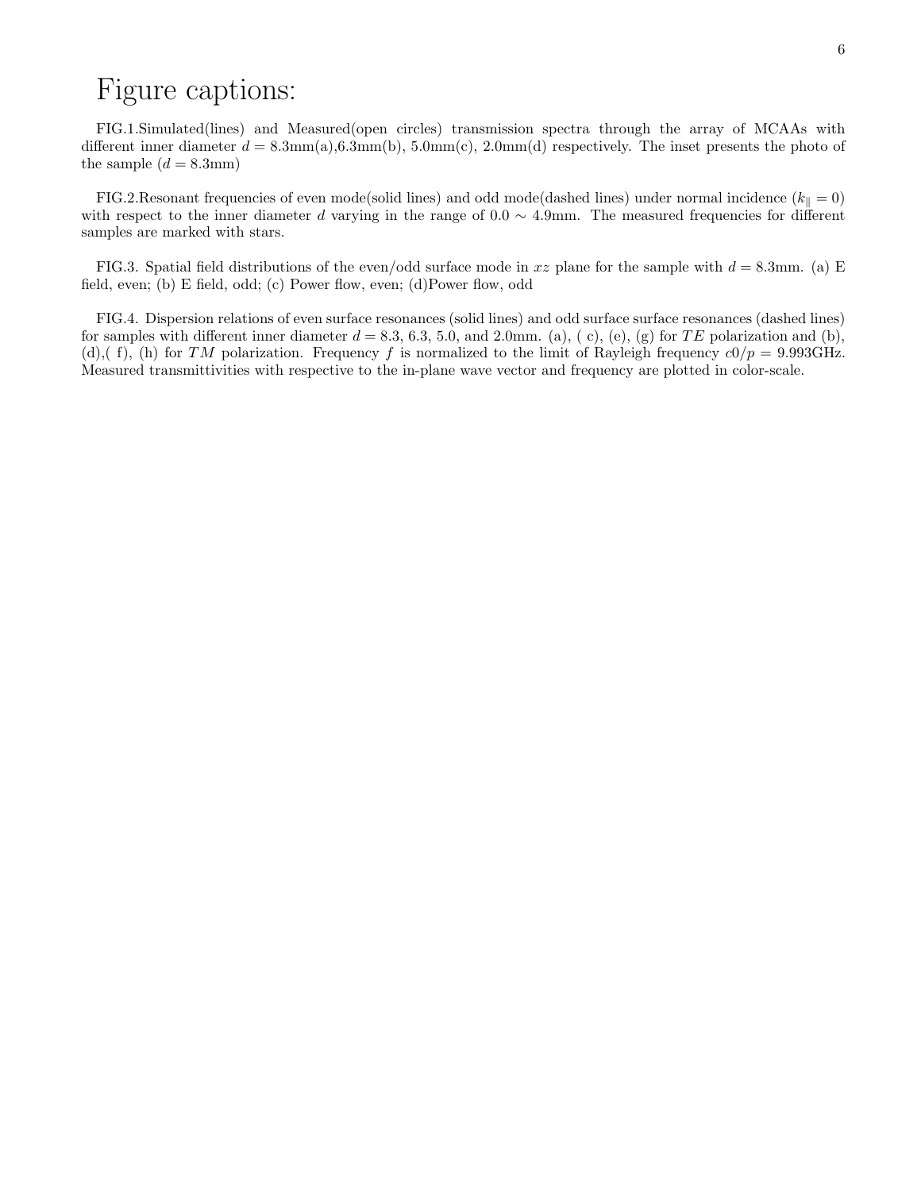# Figure captions:

FIG.1.Simulated(lines) and Measured(open circles) transmission spectra through the array of MCAAs with different inner diameter $d = 8.3$mm(a),6.3mm(b), 5.0mm(c), 2.0mm(d) respectively. The inset presents the photo of the sample ($d = 8.3$mm)

FIG.2.Resonant frequencies of even mode(solid lines) and odd mode(dashed lines) under normal incidence ($k_{\parallel} = 0$) with respect to the inner diameter $d$ varying in the range of $0.0 \sim 4.9$mm. The measured frequencies for different samples are marked with stars.

FIG.3. Spatial field distributions of the even/odd surface mode in $xz$ plane for the sample with $d = 8.3$mm. (a) E field, even; (b) E field, odd; (c) Power flow, even; (d)Power flow, odd

FIG.4. Dispersion relations of even surface resonances (solid lines) and odd surface surface resonances (dashed lines) for samples with different inner diameter $d = 8.3$, 6.3, 5.0, and 2.0mm. (a), ( c), (e), (g) for $TE$ polarization and (b), (d),( f), (h) for $TM$ polarization. Frequency $f$ is normalized to the limit of Rayleigh frequency $c0/p = 9.993$GHz. Measured transmittivities with respective to the in-plane wave vector and frequency are plotted in color-scale.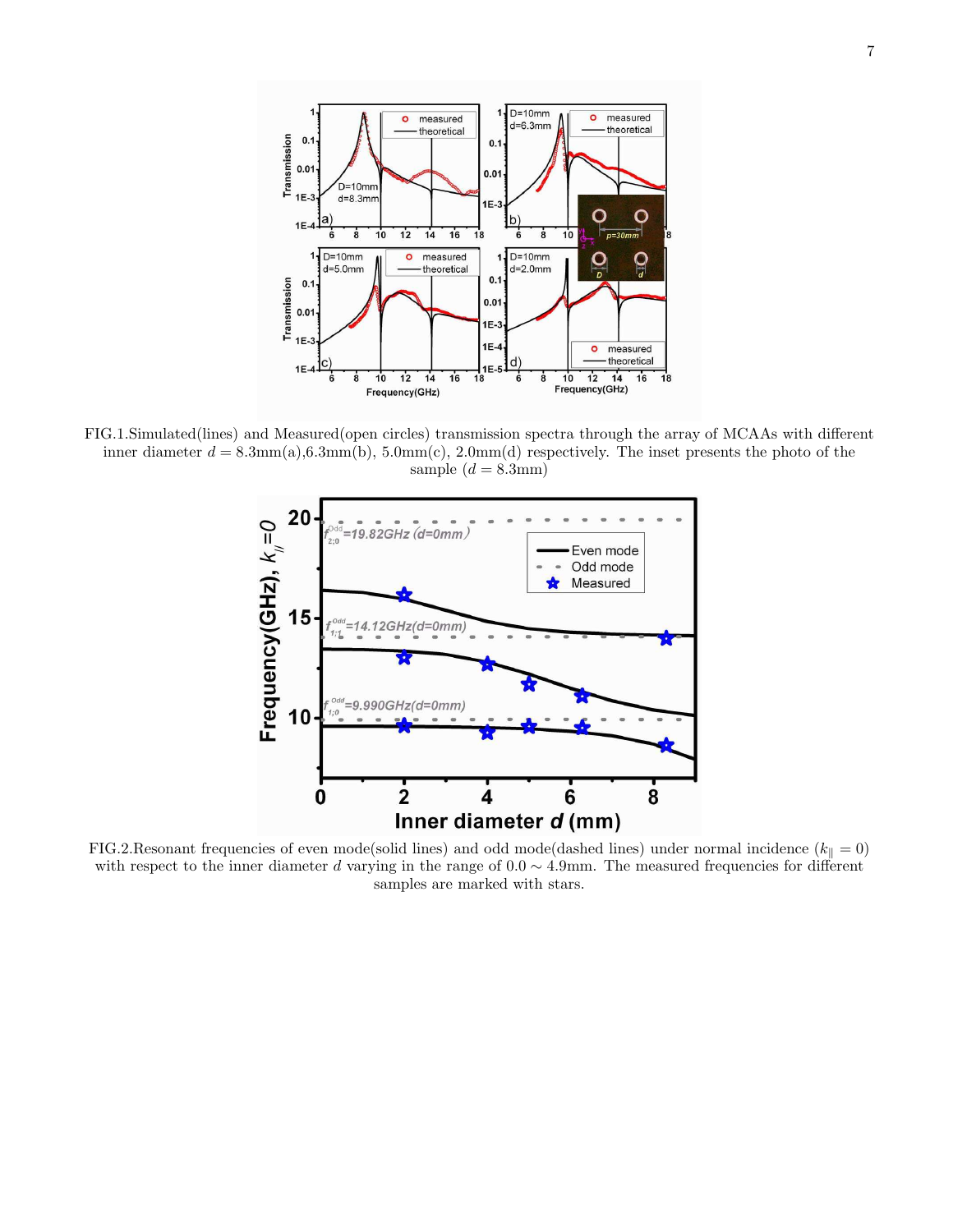FIG.1.Simulated(lines) and Measured(open circles) transmission spectra through the array of MCAAs with different inner diameter $d = 8.3$mm(a),6.3mm(b), 5.0mm(c), 2.0mm(d) respectively. The inset presents the photo of the sample ($d = 8.3$mm)

FIG.2.Resonant frequencies of even mode(solid lines) and odd mode(dashed lines) under normal incidence ($k_{\parallel} = 0$) with respect to the inner diameter $d$ varying in the range of $0.0 \sim 4.9$mm. The measured frequencies for different samples are marked with stars.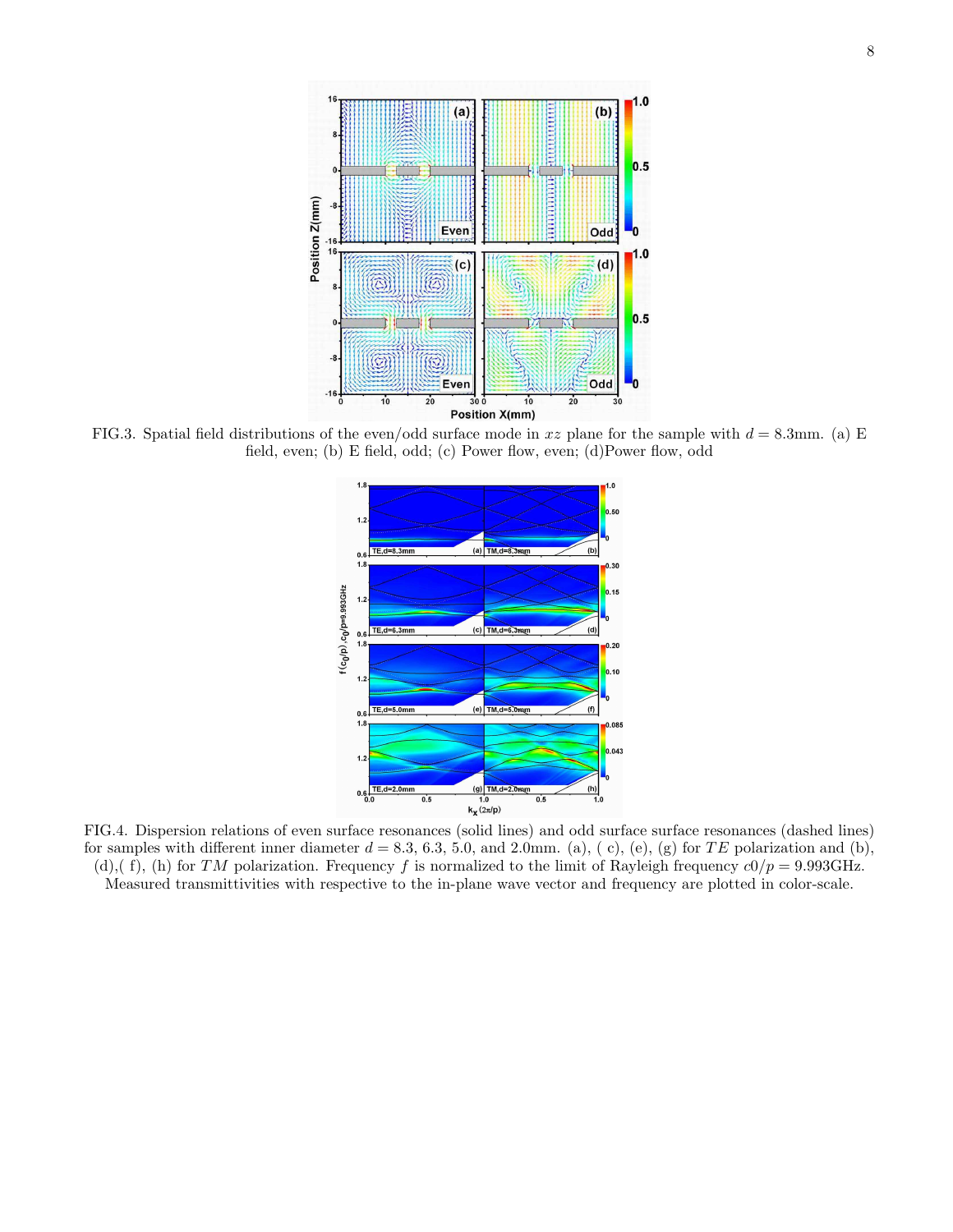(a)

(b)

(c)

(d)

Even

Odd

Even

Odd

Position Z(mm)

Position X(mm)

16
8
0
-8
-16

0 10 20 30

1.0
0.5
0

FIG.3. Spatial field distributions of the even/odd surface mode in $xz$ plane for the sample with $d = 8.3$mm. (a) E field, even; (b) E field, odd; (c) Power flow, even; (d)Power flow, odd

TE,d=8.3mm (a)

TM,d=8.3mm (b)

TE,d=6.3mm (c)

TM,d=6.3mm (d)

TE,d=5.0mm (e)

TM,d=5.0mm (f)

TE,d=2.0mm (g)

TM,d=2.0mm (h)

f (c0/p), c0/p=9.993GHz

1.8
1.2
0.6

kx (2π/p)

0.0 0.5 1.0 0.5 1.0

1.0
0.50
0

0.30
0.15
0

0.20
0.10
0

0.085
0.043
0

FIG.4. Dispersion relations of even surface resonances (solid lines) and odd surface surface resonances (dashed lines) for samples with different inner diameter $d = 8.3$, 6.3, 5.0, and 2.0mm. (a), ( c), (e), (g) for $TE$ polarization and (b), (d),( f), (h) for $TM$ polarization. Frequency $f$ is normalized to the limit of Rayleigh frequency $c0/p = 9.993$GHz. Measured transmittivities with respective to the in-plane wave vector and frequency are plotted in color-scale.